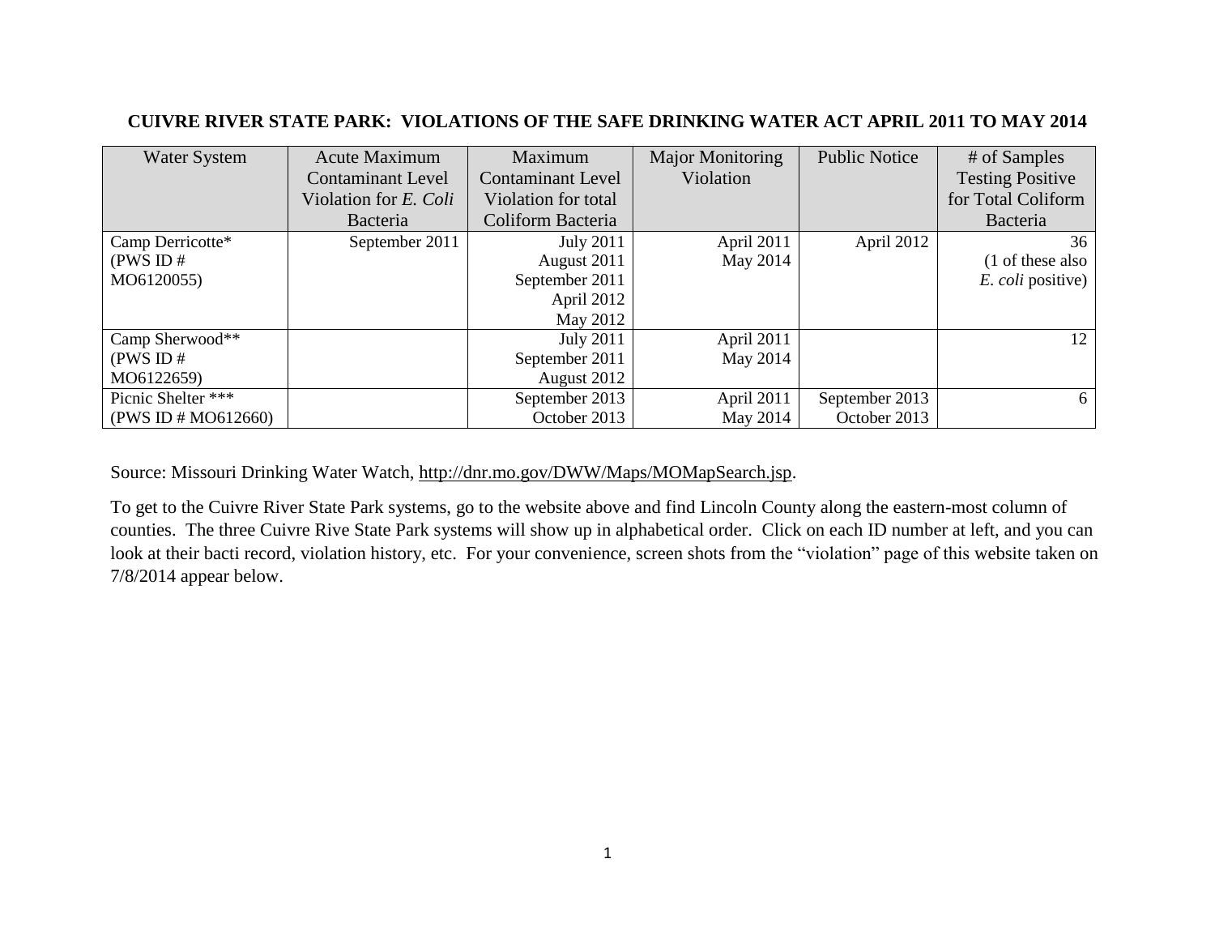# CUIVRE RIVER STATE PARK: VIOLATIONS OF THE SAFE DRINKING WATER ACT APRIL 2011 TO MAY 2014

| Water System | Acute Maximum Contaminant Level Violation for *E. Coli* Bacteria | Maximum Contaminant Level Violation for total Coliform Bacteria | Major Monitoring Violation | Public Notice | # of Samples Testing Positive for Total Coliform Bacteria |
|---|---|---|---|---|---|
| Camp Derricotte* (PWS ID # MO6120055) | September 2011 | July 2011<br>August 2011<br>September 2011<br>April 2012<br>May 2012 | April 2011<br>May 2014 | April 2012 | 36<br>(1 of these also *E. coli* positive) |
| Camp Sherwood** (PWS ID # MO6122659) | | July 2011<br>September 2011<br>August 2012 | April 2011<br>May 2014 | | 12 |
| Picnic Shelter *** (PWS ID # MO612660) | | September 2013<br>October 2013 | April 2011<br>May 2014 | September 2013<br>October 2013 | 6 |

Source: Missouri Drinking Water Watch, http://dnr.mo.gov/DWW/Maps/MOMapSearch.jsp.

To get to the Cuivre River State Park systems, go to the website above and find Lincoln County along the eastern-most column of counties. The three Cuivre Rive State Park systems will show up in alphabetical order. Click on each ID number at left, and you can look at their bacti record, violation history, etc. For your convenience, screen shots from the "violation" page of this website taken on 7/8/2014 appear below.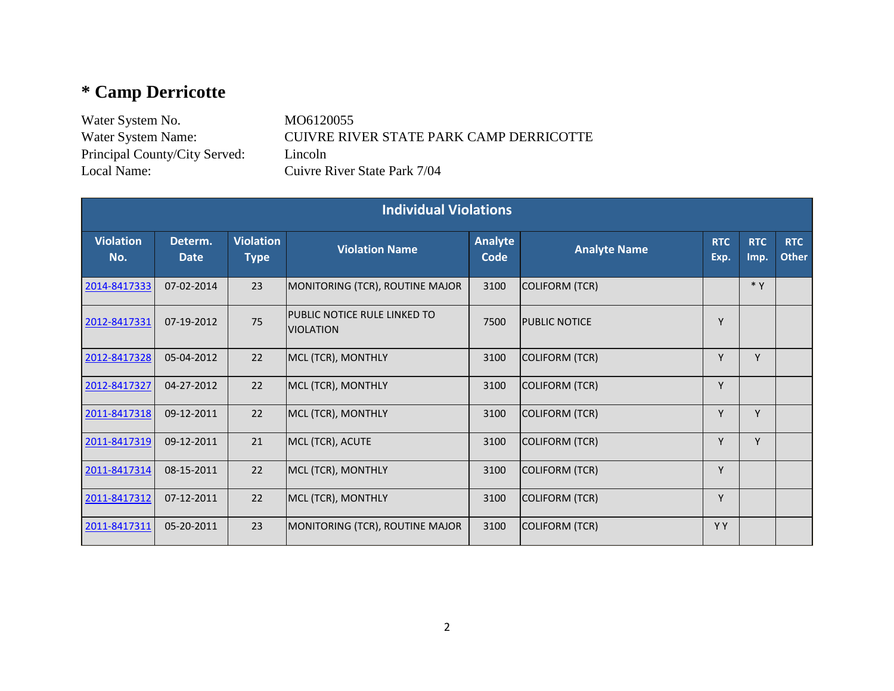## * Camp Derricotte

Water System No.: MO6120055
Water System Name: CUIVRE RIVER STATE PARK CAMP DERRICOTTE
Principal County/City Served: Lincoln
Local Name: Cuivre River State Park 7/04

| Individual Violations | | | | | | | | |
|---|---|---|---|---|---|---|---|---|
| Violation No. | Determ. Date | Violation Type | Violation Name | Analyte Code | Analyte Name | RTC Exp. | RTC Imp. | RTC Other |
| 2014-8417333 | 07-02-2014 | 23 | MONITORING (TCR), ROUTINE MAJOR | 3100 | COLIFORM (TCR) | | * Y | |
| 2012-8417331 | 07-19-2012 | 75 | PUBLIC NOTICE RULE LINKED TO VIOLATION | 7500 | PUBLIC NOTICE | Y | | |
| 2012-8417328 | 05-04-2012 | 22 | MCL (TCR), MONTHLY | 3100 | COLIFORM (TCR) | Y | Y | |
| 2012-8417327 | 04-27-2012 | 22 | MCL (TCR), MONTHLY | 3100 | COLIFORM (TCR) | Y | | |
| 2011-8417318 | 09-12-2011 | 22 | MCL (TCR), MONTHLY | 3100 | COLIFORM (TCR) | Y | Y | |
| 2011-8417319 | 09-12-2011 | 21 | MCL (TCR), ACUTE | 3100 | COLIFORM (TCR) | Y | Y | |
| 2011-8417314 | 08-15-2011 | 22 | MCL (TCR), MONTHLY | 3100 | COLIFORM (TCR) | Y | | |
| 2011-8417312 | 07-12-2011 | 22 | MCL (TCR), MONTHLY | 3100 | COLIFORM (TCR) | Y | | |
| 2011-8417311 | 05-20-2011 | 23 | MONITORING (TCR), ROUTINE MAJOR | 3100 | COLIFORM (TCR) | Y Y | | |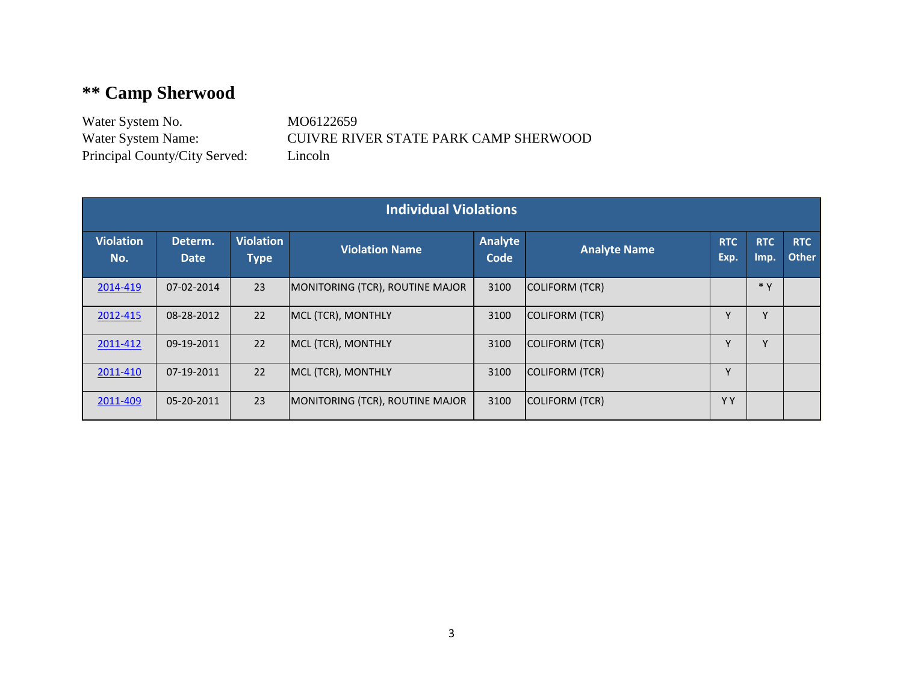## ** Camp Sherwood

Water System No. MO6122659
Water System Name: CUIVRE RIVER STATE PARK CAMP SHERWOOD
Principal County/City Served: Lincoln

| Individual Violations | | | | | | | | |
|---|---|---|---|---|---|---|---|---|
| Violation No. | Determ. Date | Violation Type | Violation Name | Analyte Code | Analyte Name | RTC Exp. | RTC Imp. | RTC Other |
| 2014-419 | 07-02-2014 | 23 | MONITORING (TCR), ROUTINE MAJOR | 3100 | COLIFORM (TCR) | | * Y | |
| 2012-415 | 08-28-2012 | 22 | MCL (TCR), MONTHLY | 3100 | COLIFORM (TCR) | Y | Y | |
| 2011-412 | 09-19-2011 | 22 | MCL (TCR), MONTHLY | 3100 | COLIFORM (TCR) | Y | Y | |
| 2011-410 | 07-19-2011 | 22 | MCL (TCR), MONTHLY | 3100 | COLIFORM (TCR) | Y | | |
| 2011-409 | 05-20-2011 | 23 | MONITORING (TCR), ROUTINE MAJOR | 3100 | COLIFORM (TCR) | Y Y | | |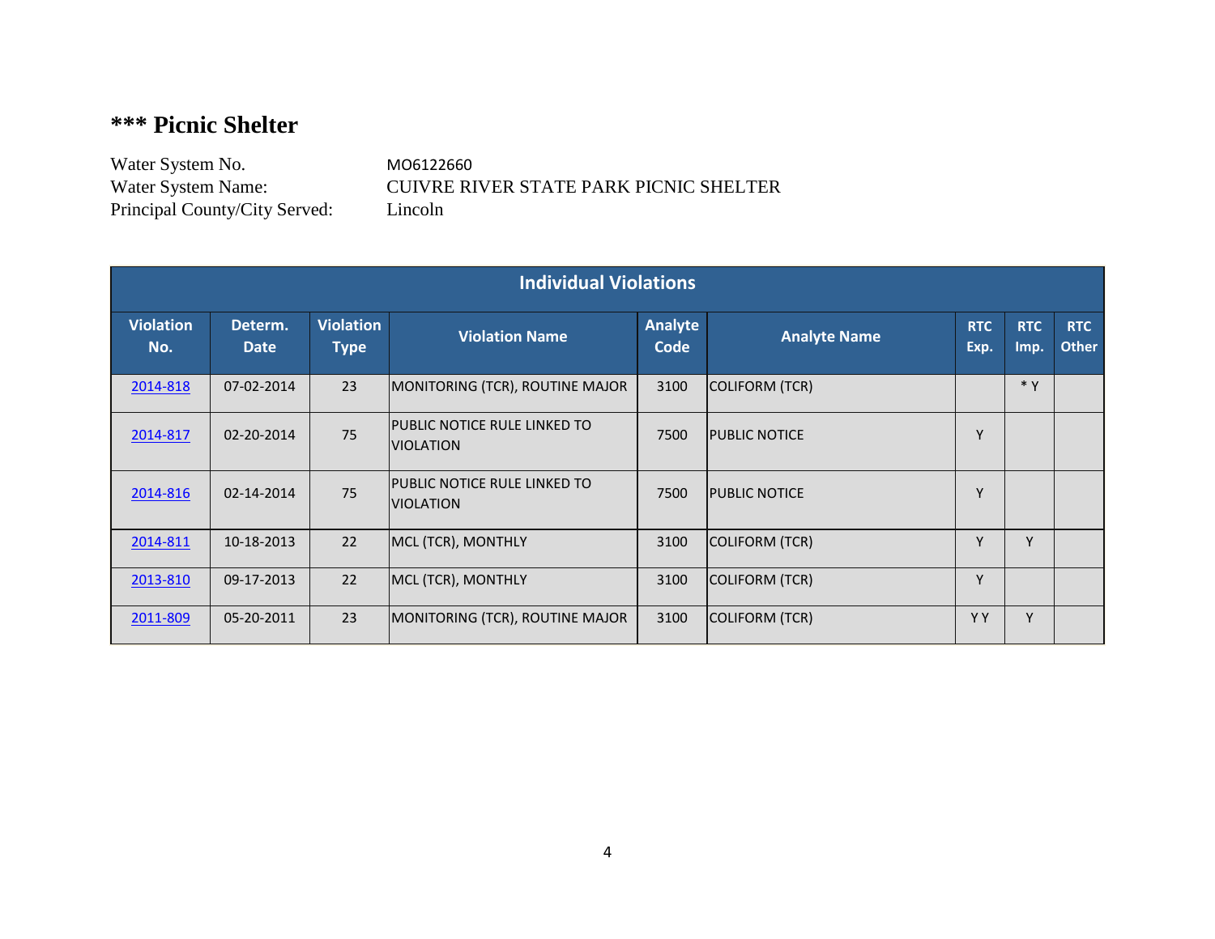## *** Picnic Shelter

Water System No.: MO6122660
Water System Name: CUIVRE RIVER STATE PARK PICNIC SHELTER
Principal County/City Served: Lincoln

| Individual Violations | | | | | | | | |
|---|---|---|---|---|---|---|---|---|
| Violation No. | Determ. Date | Violation Type | Violation Name | Analyte Code | Analyte Name | RTC Exp. | RTC Imp. | RTC Other |
| 2014-818 | 07-02-2014 | 23 | MONITORING (TCR), ROUTINE MAJOR | 3100 | COLIFORM (TCR) | | * Y | |
| 2014-817 | 02-20-2014 | 75 | PUBLIC NOTICE RULE LINKED TO VIOLATION | 7500 | PUBLIC NOTICE | Y | | |
| 2014-816 | 02-14-2014 | 75 | PUBLIC NOTICE RULE LINKED TO VIOLATION | 7500 | PUBLIC NOTICE | Y | | |
| 2014-811 | 10-18-2013 | 22 | MCL (TCR), MONTHLY | 3100 | COLIFORM (TCR) | Y | Y | |
| 2013-810 | 09-17-2013 | 22 | MCL (TCR), MONTHLY | 3100 | COLIFORM (TCR) | Y | | |
| 2011-809 | 05-20-2011 | 23 | MONITORING (TCR), ROUTINE MAJOR | 3100 | COLIFORM (TCR) | Y Y | Y | |